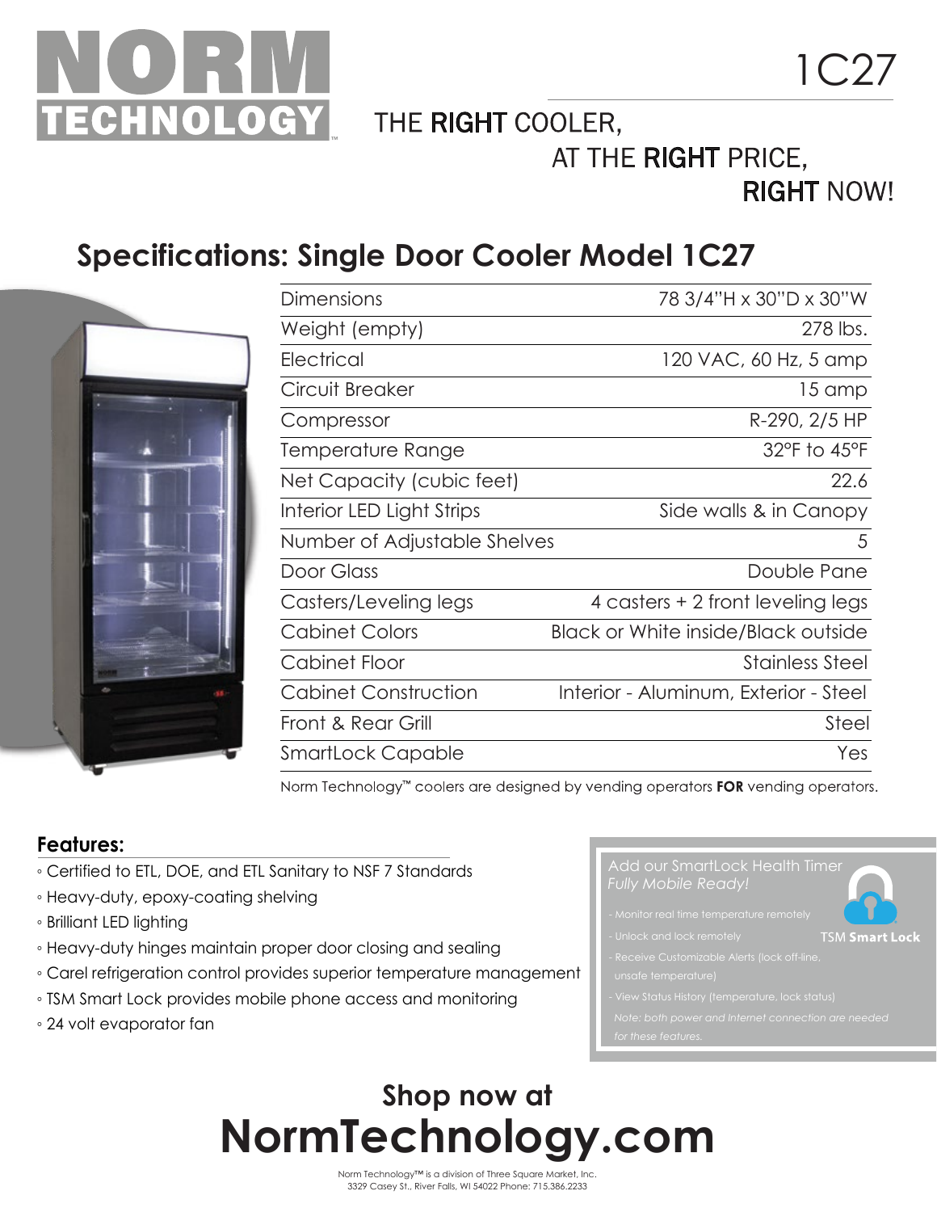# NORM TECHNOLOGY

1C27

THE RIGHT COOLER,
AT THE RIGHT PRICE,
RIGHT NOW!

## Specifications: Single Door Cooler Model 1C27

| | |
|---|---|
| Dimensions | 78 3/4"H x 30"D x 30"W |
| Weight (empty) | 278 lbs. |
| Electrical | 120 VAC, 60 Hz, 5 amp |
| Circuit Breaker | 15 amp |
| Compressor | R-290, 2/5 HP |
| Temperature Range | 32°F to 45°F |
| Net Capacity (cubic feet) | 22.6 |
| Interior LED Light Strips | Side walls & in Canopy |
| Number of Adjustable Shelves | 5 |
| Door Glass | Double Pane |
| Casters/Leveling legs | 4 casters + 2 front leveling legs |
| Cabinet Colors | Black or White inside/Black outside |
| Cabinet Floor | Stainless Steel |
| Cabinet Construction | Interior - Aluminum, Exterior - Steel |
| Front & Rear Grill | Steel |
| SmartLock Capable | Yes |

Norm Technology™ coolers are designed by vending operators **FOR** vending operators.

### Features:

- Certified to ETL, DOE, and ETL Sanitary to NSF 7 Standards
- Heavy-duty, epoxy-coating shelving
- Brilliant LED lighting
- Heavy-duty hinges maintain proper door closing and sealing
- Carel refrigeration control provides superior temperature management
- TSM Smart Lock provides mobile phone access and monitoring
- 24 volt evaporator fan

Add our SmartLock Health Timer
*Fully Mobile Ready!*

TSM **Smart Lock**

- Monitor real time temperature remotely
- Unlock and lock remotely
- Receive Customizable Alerts (lock off-line, unsafe temperature)
- View Status History (temperature, lock status)

*Note: both power and Internet connection are needed for these features.*

## Shop now at
# NormTechnology.com

Norm Technology™ is a division of Three Square Market, Inc.
3329 Casey St., River Falls, WI 54022 Phone: 715.386.2233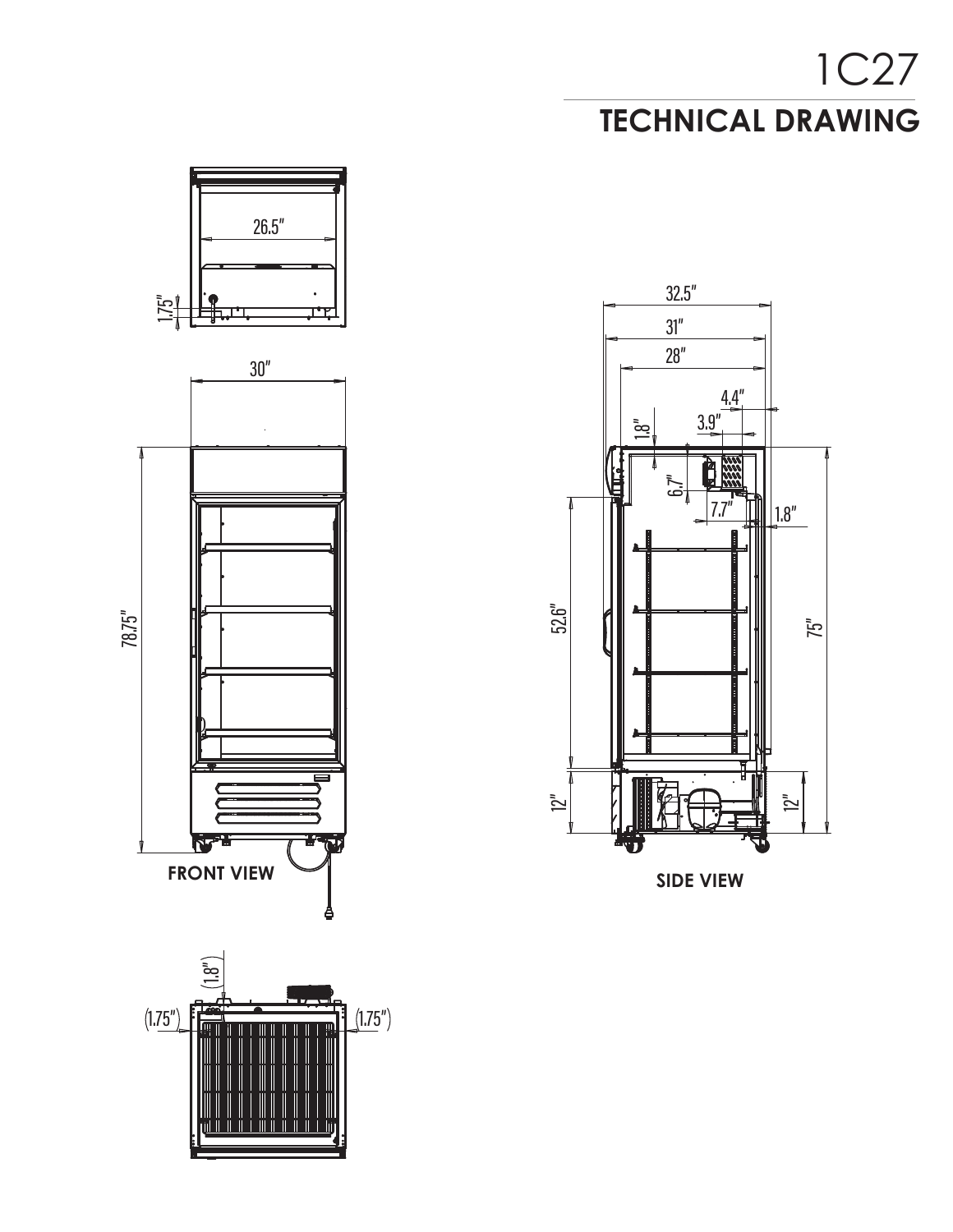# 1C27

## TECHNICAL DRAWING

26.5"

1.75"

30"

78.75"

**FRONT VIEW**

(1.8")

(1.75")

(1.75")

32.5"

31"

28"

4.4"

3.9"

1.8"

6.7"

7.7"

1.8"

52.6"

75"

12"

12"

**SIDE VIEW**